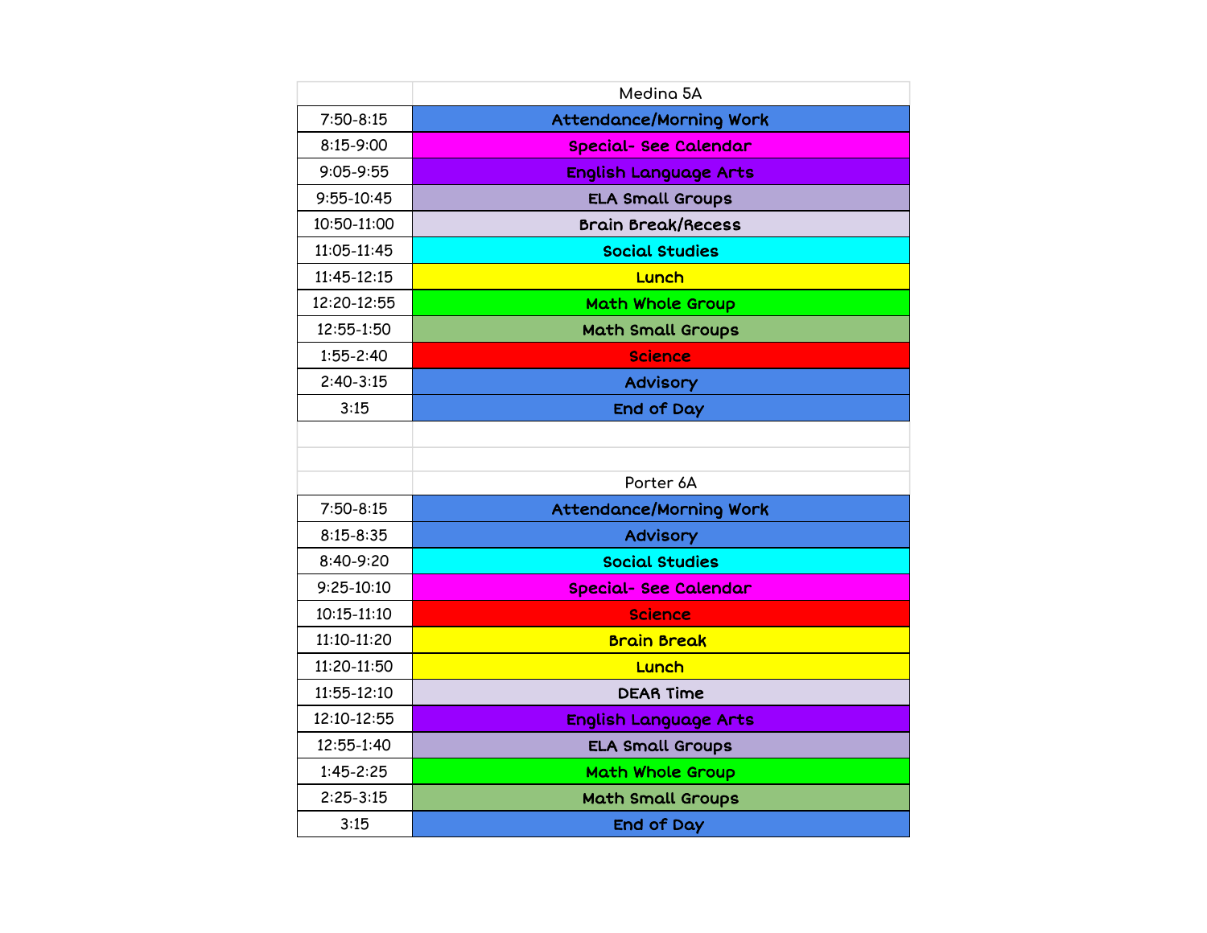| | Medina 5A |
|---|---|
| 7:50-8:15 | Attendance/Morning Work |
| 8:15-9:00 | Special- See Calendar |
| 9:05-9:55 | English Language Arts |
| 9:55-10:45 | ELA Small Groups |
| 10:50-11:00 | Brain Break/Recess |
| 11:05-11:45 | Social Studies |
| 11:45-12:15 | Lunch |
| 12:20-12:55 | Math Whole Group |
| 12:55-1:50 | Math Small Groups |
| 1:55-2:40 | Science |
| 2:40-3:15 | Advisory |
| 3:15 | End of Day |

| | Porter 6A |
|---|---|
| 7:50-8:15 | Attendance/Morning Work |
| 8:15-8:35 | Advisory |
| 8:40-9:20 | Social Studies |
| 9:25-10:10 | Special- See Calendar |
| 10:15-11:10 | Science |
| 11:10-11:20 | Brain Break |
| 11:20-11:50 | Lunch |
| 11:55-12:10 | DEAR Time |
| 12:10-12:55 | English Language Arts |
| 12:55-1:40 | ELA Small Groups |
| 1:45-2:25 | Math Whole Group |
| 2:25-3:15 | Math Small Groups |
| 3:15 | End of Day |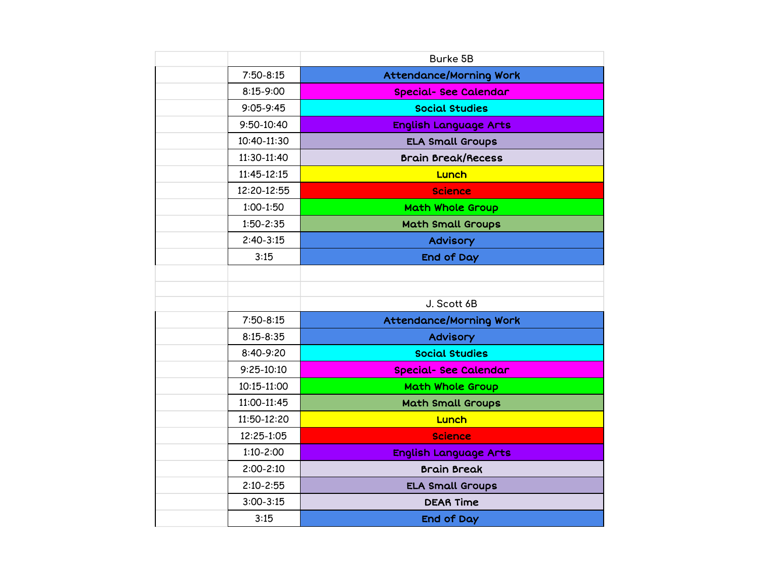| | | Burke 5B |
|---|---|---|
| | 7:50-8:15 | Attendance/Morning Work |
| | 8:15-9:00 | Special- See Calendar |
| | 9:05-9:45 | Social Studies |
| | 9:50-10:40 | English Language Arts |
| | 10:40-11:30 | ELA Small Groups |
| | 11:30-11:40 | Brain Break/Recess |
| | 11:45-12:15 | Lunch |
| | 12:20-12:55 | Science |
| | 1:00-1:50 | Math Whole Group |
| | 1:50-2:35 | Math Small Groups |
| | 2:40-3:15 | Advisory |
| | 3:15 | End of Day |

| | | J. Scott 6B |
|---|---|---|
| | 7:50-8:15 | Attendance/Morning Work |
| | 8:15-8:35 | Advisory |
| | 8:40-9:20 | Social Studies |
| | 9:25-10:10 | Special- See Calendar |
| | 10:15-11:00 | Math Whole Group |
| | 11:00-11:45 | Math Small Groups |
| | 11:50-12:20 | Lunch |
| | 12:25-1:05 | Science |
| | 1:10-2:00 | English Language Arts |
| | 2:00-2:10 | Brain Break |
| | 2:10-2:55 | ELA Small Groups |
| | 3:00-3:15 | DEAR Time |
| | 3:15 | End of Day |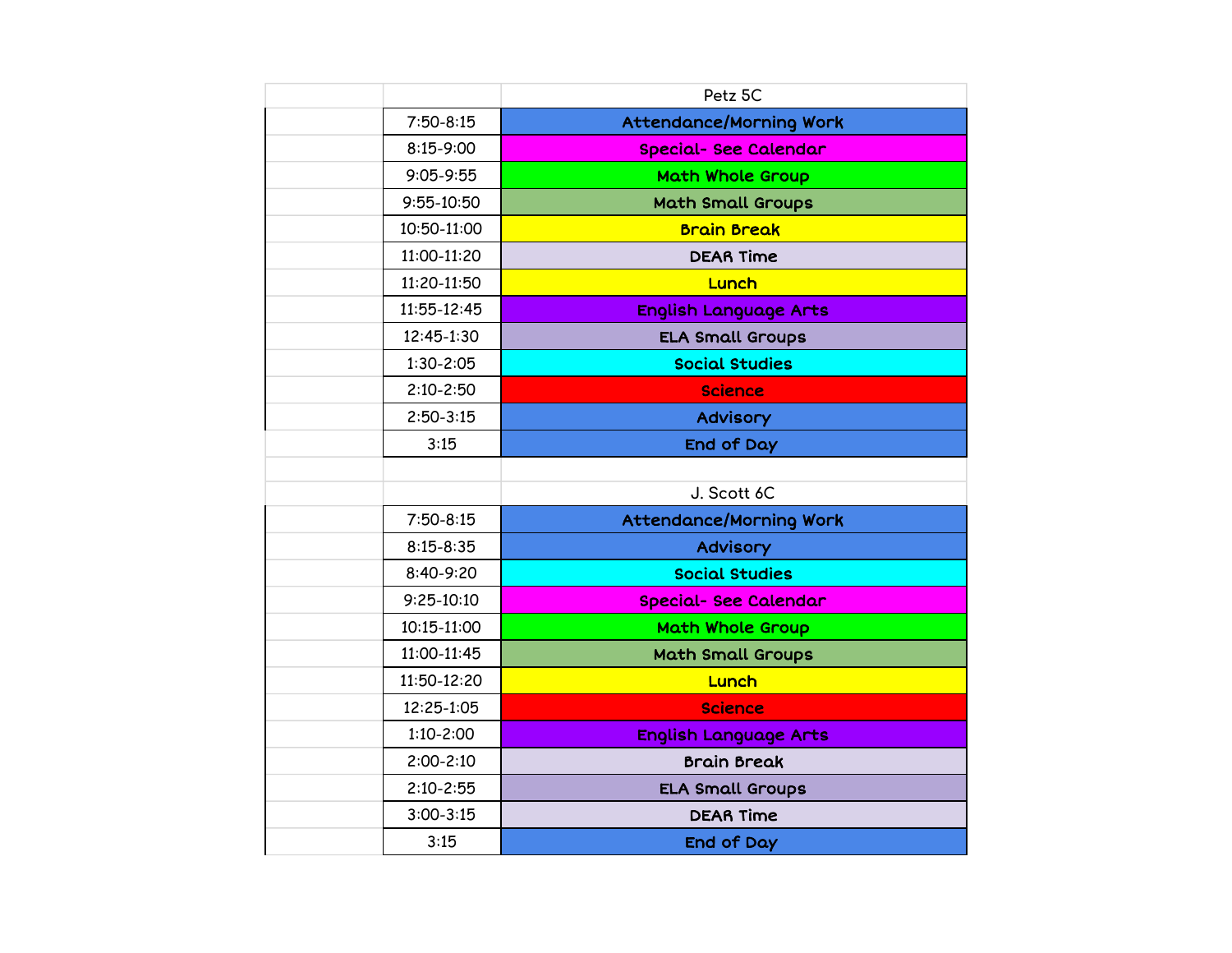| | |
|---|---|
| | Petz 5C |
| 7:50-8:15 | Attendance/Morning Work |
| 8:15-9:00 | Special- See Calendar |
| 9:05-9:55 | Math Whole Group |
| 9:55-10:50 | Math Small Groups |
| 10:50-11:00 | Brain Break |
| 11:00-11:20 | DEAR Time |
| 11:20-11:50 | Lunch |
| 11:55-12:45 | English Language Arts |
| 12:45-1:30 | ELA Small Groups |
| 1:30-2:05 | Social Studies |
| 2:10-2:50 | Science |
| 2:50-3:15 | Advisory |
| 3:15 | End of Day |

| | |
|---|---|
| | J. Scott 6C |
| 7:50-8:15 | Attendance/Morning Work |
| 8:15-8:35 | Advisory |
| 8:40-9:20 | Social Studies |
| 9:25-10:10 | Special- See Calendar |
| 10:15-11:00 | Math Whole Group |
| 11:00-11:45 | Math Small Groups |
| 11:50-12:20 | Lunch |
| 12:25-1:05 | Science |
| 1:10-2:00 | English Language Arts |
| 2:00-2:10 | Brain Break |
| 2:10-2:55 | ELA Small Groups |
| 3:00-3:15 | DEAR Time |
| 3:15 | End of Day |